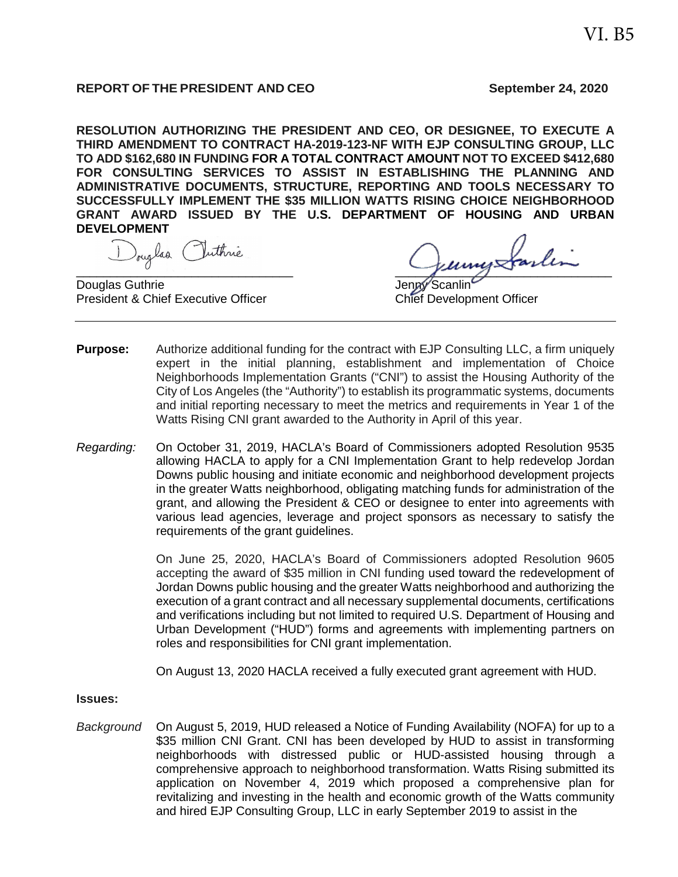VI. B5

**REPORT OF THE PRESIDENT AND CEO** **September 24, 2020**

**RESOLUTION AUTHORIZING THE PRESIDENT AND CEO, OR DESIGNEE, TO EXECUTE A THIRD AMENDMENT TO CONTRACT HA-2019-123-NF WITH EJP CONSULTING GROUP, LLC TO ADD $162,680 IN FUNDING FOR A TOTAL CONTRACT AMOUNT NOT TO EXCEED $412,680 FOR CONSULTING SERVICES TO ASSIST IN ESTABLISHING THE PLANNING AND ADMINISTRATIVE DOCUMENTS, STRUCTURE, REPORTING AND TOOLS NECESSARY TO SUCCESSFULLY IMPLEMENT THE $35 MILLION WATTS RISING CHOICE NEIGHBORHOOD GRANT AWARD ISSUED BY THE U.S. DEPARTMENT OF HOUSING AND URBAN DEVELOPMENT**

Douglas Guthrie
President & Chief Executive Officer

Jenny Scanlin
Chief Development Officer

---

**Purpose:** Authorize additional funding for the contract with EJP Consulting LLC, a firm uniquely expert in the initial planning, establishment and implementation of Choice Neighborhoods Implementation Grants ("CNI") to assist the Housing Authority of the City of Los Angeles (the "Authority") to establish its programmatic systems, documents and initial reporting necessary to meet the metrics and requirements in Year 1 of the Watts Rising CNI grant awarded to the Authority in April of this year.

*Regarding:* On October 31, 2019, HACLA's Board of Commissioners adopted Resolution 9535 allowing HACLA to apply for a CNI Implementation Grant to help redevelop Jordan Downs public housing and initiate economic and neighborhood development projects in the greater Watts neighborhood, obligating matching funds for administration of the grant, and allowing the President & CEO or designee to enter into agreements with various lead agencies, leverage and project sponsors as necessary to satisfy the requirements of the grant guidelines.

On June 25, 2020, HACLA's Board of Commissioners adopted Resolution 9605 accepting the award of $35 million in CNI funding used toward the redevelopment of Jordan Downs public housing and the greater Watts neighborhood and authorizing the execution of a grant contract and all necessary supplemental documents, certifications and verifications including but not limited to required U.S. Department of Housing and Urban Development ("HUD") forms and agreements with implementing partners on roles and responsibilities for CNI grant implementation.

On August 13, 2020 HACLA received a fully executed grant agreement with HUD.

**Issues:**

*Background* On August 5, 2019, HUD released a Notice of Funding Availability (NOFA) for up to a $35 million CNI Grant. CNI has been developed by HUD to assist in transforming neighborhoods with distressed public or HUD-assisted housing through a comprehensive approach to neighborhood transformation. Watts Rising submitted its application on November 4, 2019 which proposed a comprehensive plan for revitalizing and investing in the health and economic growth of the Watts community and hired EJP Consulting Group, LLC in early September 2019 to assist in the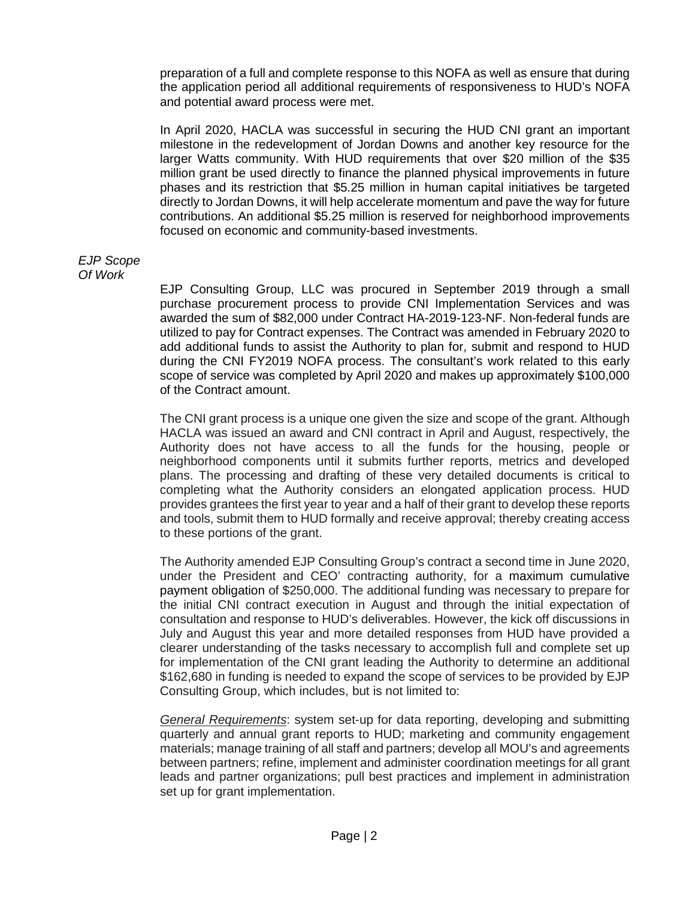preparation of a full and complete response to this NOFA as well as ensure that during the application period all additional requirements of responsiveness to HUD's NOFA and potential award process were met.

In April 2020, HACLA was successful in securing the HUD CNI grant an important milestone in the redevelopment of Jordan Downs and another key resource for the larger Watts community. With HUD requirements that over $20 million of the $35 million grant be used directly to finance the planned physical improvements in future phases and its restriction that $5.25 million in human capital initiatives be targeted directly to Jordan Downs, it will help accelerate momentum and pave the way for future contributions. An additional $5.25 million is reserved for neighborhood improvements focused on economic and community-based investments.

*EJP Scope Of Work*

EJP Consulting Group, LLC was procured in September 2019 through a small purchase procurement process to provide CNI Implementation Services and was awarded the sum of $82,000 under Contract HA-2019-123-NF. Non-federal funds are utilized to pay for Contract expenses. The Contract was amended in February 2020 to add additional funds to assist the Authority to plan for, submit and respond to HUD during the CNI FY2019 NOFA process. The consultant's work related to this early scope of service was completed by April 2020 and makes up approximately $100,000 of the Contract amount.

The CNI grant process is a unique one given the size and scope of the grant. Although HACLA was issued an award and CNI contract in April and August, respectively, the Authority does not have access to all the funds for the housing, people or neighborhood components until it submits further reports, metrics and developed plans. The processing and drafting of these very detailed documents is critical to completing what the Authority considers an elongated application process. HUD provides grantees the first year to year and a half of their grant to develop these reports and tools, submit them to HUD formally and receive approval; thereby creating access to these portions of the grant.

The Authority amended EJP Consulting Group's contract a second time in June 2020, under the President and CEO' contracting authority, for a maximum cumulative payment obligation of $250,000. The additional funding was necessary to prepare for the initial CNI contract execution in August and through the initial expectation of consultation and response to HUD's deliverables. However, the kick off discussions in July and August this year and more detailed responses from HUD have provided a clearer understanding of the tasks necessary to accomplish full and complete set up for implementation of the CNI grant leading the Authority to determine an additional $162,680 in funding is needed to expand the scope of services to be provided by EJP Consulting Group, which includes, but is not limited to:

<u>*General Requirements*</u>: system set-up for data reporting, developing and submitting quarterly and annual grant reports to HUD; marketing and community engagement materials; manage training of all staff and partners; develop all MOU's and agreements between partners; refine, implement and administer coordination meetings for all grant leads and partner organizations; pull best practices and implement in administration set up for grant implementation.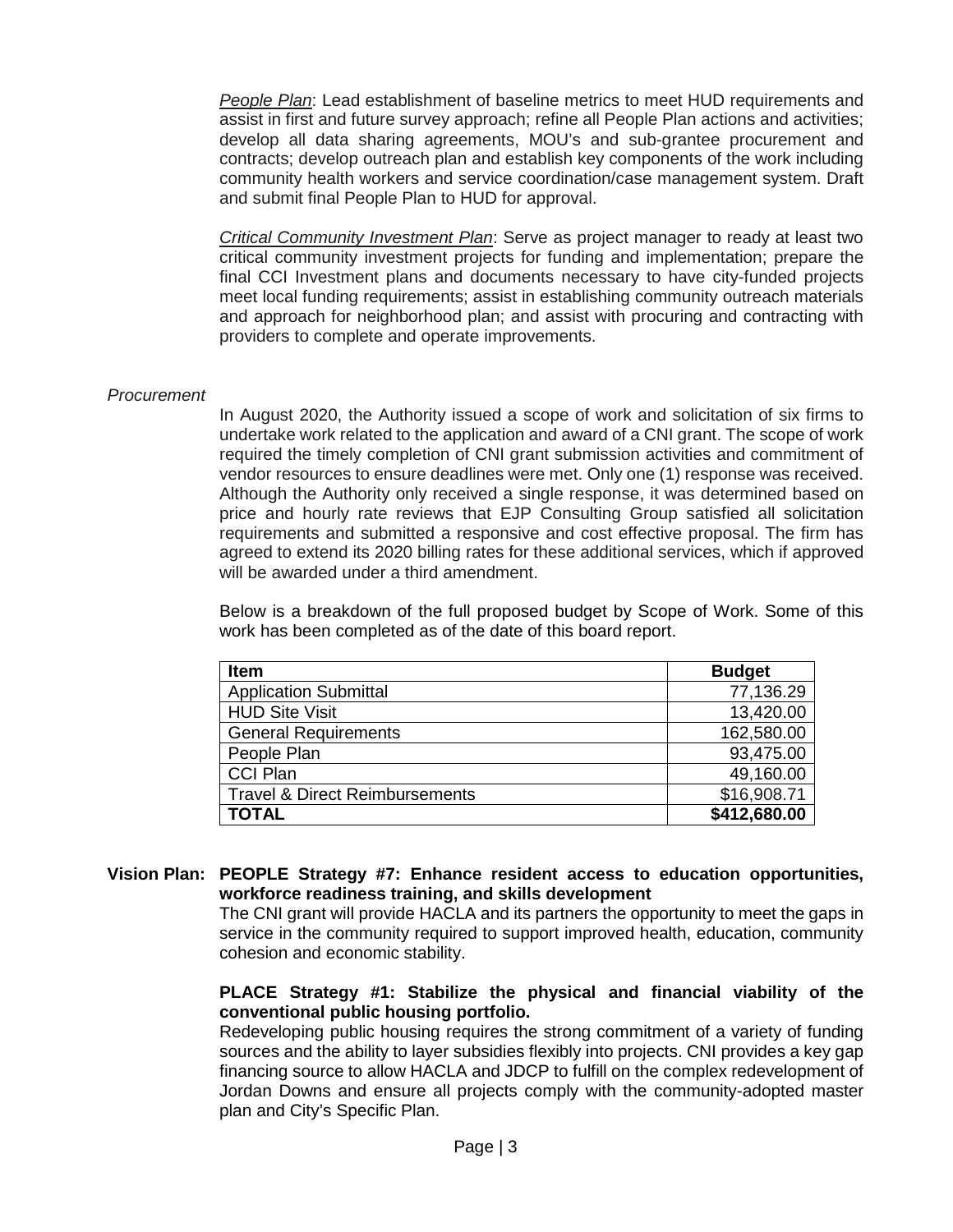*People Plan*: Lead establishment of baseline metrics to meet HUD requirements and assist in first and future survey approach; refine all People Plan actions and activities; develop all data sharing agreements, MOU's and sub-grantee procurement and contracts; develop outreach plan and establish key components of the work including community health workers and service coordination/case management system. Draft and submit final People Plan to HUD for approval.

*Critical Community Investment Plan*: Serve as project manager to ready at least two critical community investment projects for funding and implementation; prepare the final CCI Investment plans and documents necessary to have city-funded projects meet local funding requirements; assist in establishing community outreach materials and approach for neighborhood plan; and assist with procuring and contracting with providers to complete and operate improvements.

*Procurement*

In August 2020, the Authority issued a scope of work and solicitation of six firms to undertake work related to the application and award of a CNI grant. The scope of work required the timely completion of CNI grant submission activities and commitment of vendor resources to ensure deadlines were met. Only one (1) response was received. Although the Authority only received a single response, it was determined based on price and hourly rate reviews that EJP Consulting Group satisfied all solicitation requirements and submitted a responsive and cost effective proposal. The firm has agreed to extend its 2020 billing rates for these additional services, which if approved will be awarded under a third amendment.

Below is a breakdown of the full proposed budget by Scope of Work. Some of this work has been completed as of the date of this board report.

| Item | Budget |
|---|---|
| Application Submittal | 77,136.29 |
| HUD Site Visit | 13,420.00 |
| General Requirements | 162,580.00 |
| People Plan | 93,475.00 |
| CCI Plan | 49,160.00 |
| Travel & Direct Reimbursements | $16,908.71 |
| **TOTAL** | **$412,680.00** |

**Vision Plan: PEOPLE Strategy #7: Enhance resident access to education opportunities, workforce readiness training, and skills development**

The CNI grant will provide HACLA and its partners the opportunity to meet the gaps in service in the community required to support improved health, education, community cohesion and economic stability.

**PLACE Strategy #1: Stabilize the physical and financial viability of the conventional public housing portfolio.**

Redeveloping public housing requires the strong commitment of a variety of funding sources and the ability to layer subsidies flexibly into projects. CNI provides a key gap financing source to allow HACLA and JDCP to fulfill on the complex redevelopment of Jordan Downs and ensure all projects comply with the community-adopted master plan and City's Specific Plan.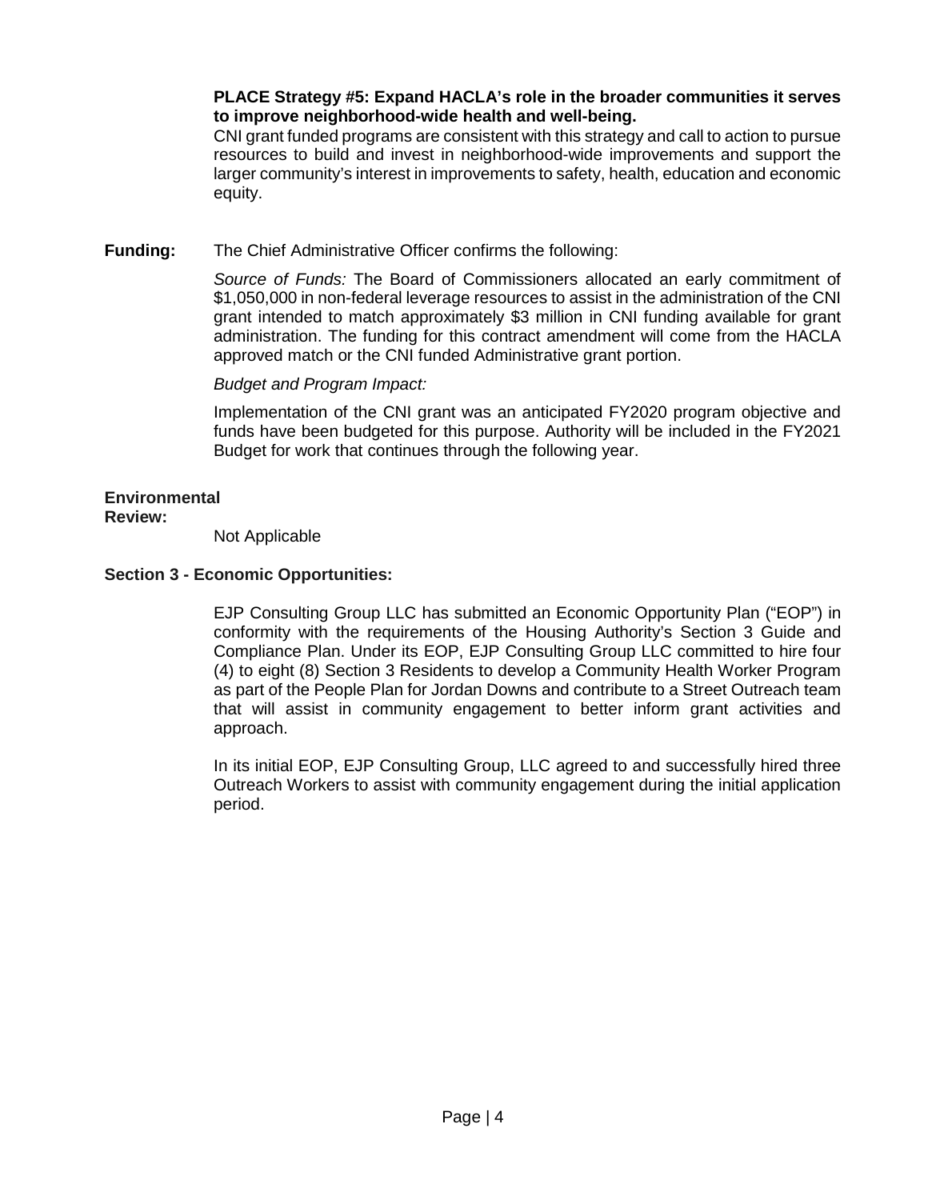**PLACE Strategy #5: Expand HACLA's role in the broader communities it serves to improve neighborhood-wide health and well-being.**

CNI grant funded programs are consistent with this strategy and call to action to pursue resources to build and invest in neighborhood-wide improvements and support the larger community's interest in improvements to safety, health, education and economic equity.

**Funding:** The Chief Administrative Officer confirms the following:

*Source of Funds:* The Board of Commissioners allocated an early commitment of $1,050,000 in non-federal leverage resources to assist in the administration of the CNI grant intended to match approximately $3 million in CNI funding available for grant administration. The funding for this contract amendment will come from the HACLA approved match or the CNI funded Administrative grant portion.

*Budget and Program Impact:*

Implementation of the CNI grant was an anticipated FY2020 program objective and funds have been budgeted for this purpose. Authority will be included in the FY2021 Budget for work that continues through the following year.

**Environmental Review:**

Not Applicable

**Section 3 - Economic Opportunities:**

EJP Consulting Group LLC has submitted an Economic Opportunity Plan ("EOP") in conformity with the requirements of the Housing Authority's Section 3 Guide and Compliance Plan. Under its EOP, EJP Consulting Group LLC committed to hire four (4) to eight (8) Section 3 Residents to develop a Community Health Worker Program as part of the People Plan for Jordan Downs and contribute to a Street Outreach team that will assist in community engagement to better inform grant activities and approach.

In its initial EOP, EJP Consulting Group, LLC agreed to and successfully hired three Outreach Workers to assist with community engagement during the initial application period.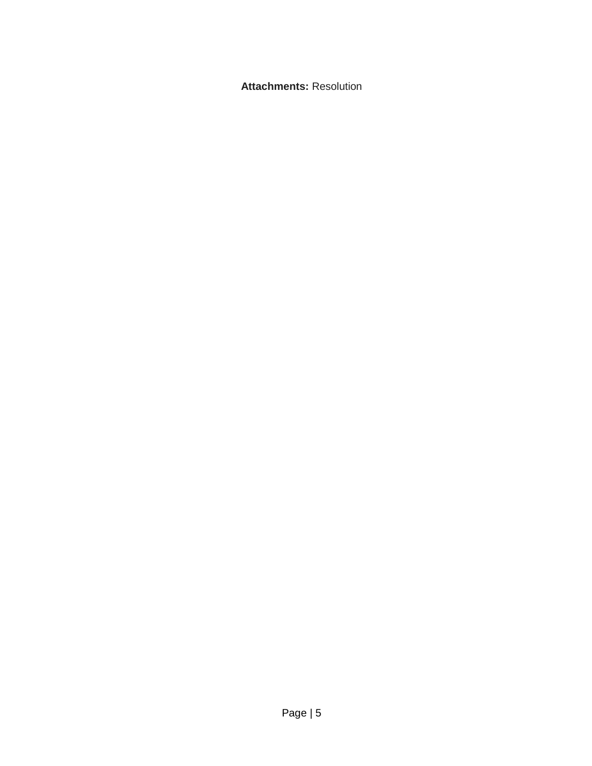**Attachments:** Resolution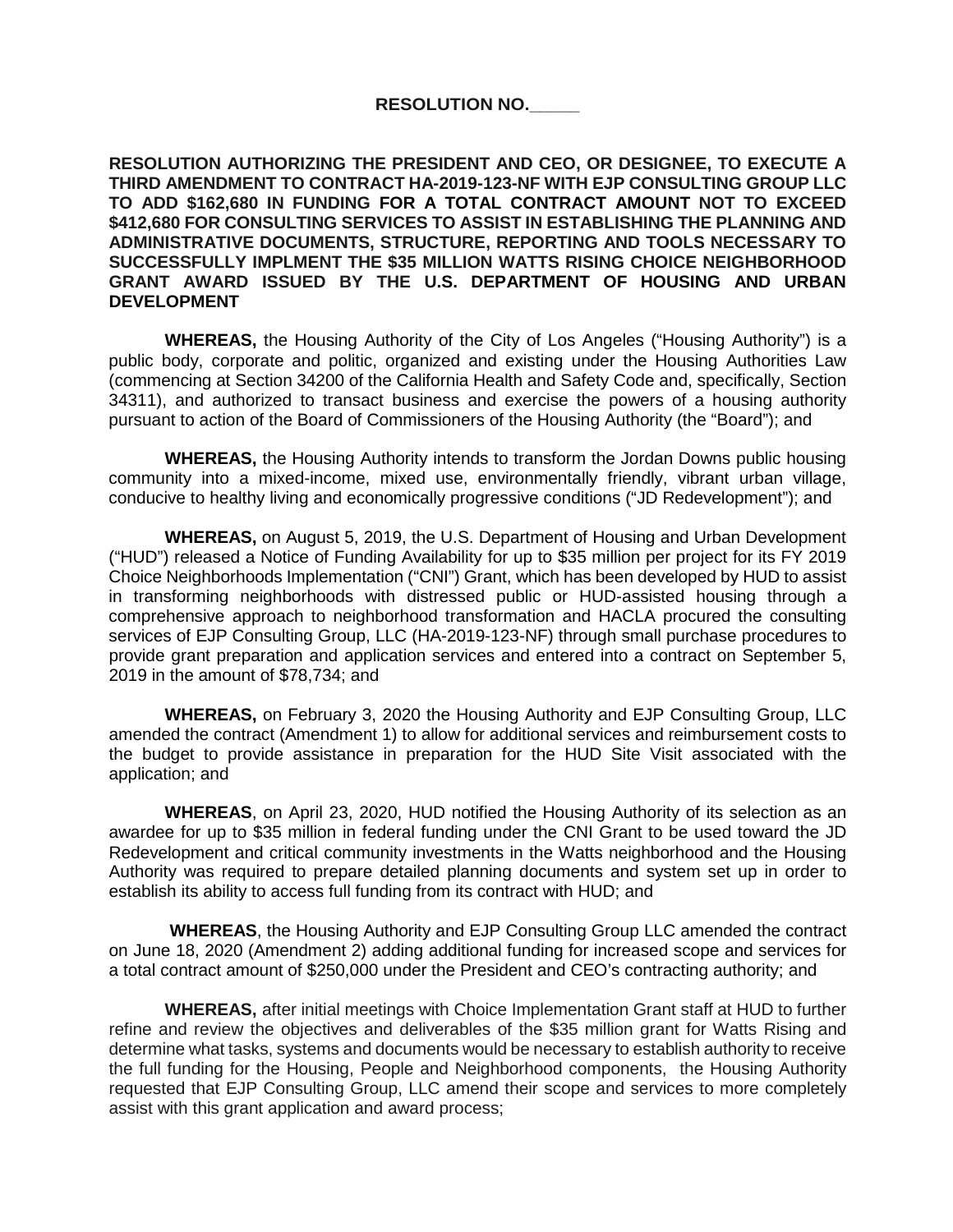**RESOLUTION NO.\_\_\_\_\_**

**RESOLUTION AUTHORIZING THE PRESIDENT AND CEO, OR DESIGNEE, TO EXECUTE A THIRD AMENDMENT TO CONTRACT HA-2019-123-NF WITH EJP CONSULTING GROUP LLC TO ADD $162,680 IN FUNDING FOR A TOTAL CONTRACT AMOUNT NOT TO EXCEED $412,680 FOR CONSULTING SERVICES TO ASSIST IN ESTABLISHING THE PLANNING AND ADMINISTRATIVE DOCUMENTS, STRUCTURE, REPORTING AND TOOLS NECESSARY TO SUCCESSFULLY IMPLMENT THE $35 MILLION WATTS RISING CHOICE NEIGHBORHOOD GRANT AWARD ISSUED BY THE U.S. DEPARTMENT OF HOUSING AND URBAN DEVELOPMENT**

**WHEREAS,** the Housing Authority of the City of Los Angeles ("Housing Authority") is a public body, corporate and politic, organized and existing under the Housing Authorities Law (commencing at Section 34200 of the California Health and Safety Code and, specifically, Section 34311), and authorized to transact business and exercise the powers of a housing authority pursuant to action of the Board of Commissioners of the Housing Authority (the "Board"); and

**WHEREAS,** the Housing Authority intends to transform the Jordan Downs public housing community into a mixed-income, mixed use, environmentally friendly, vibrant urban village, conducive to healthy living and economically progressive conditions ("JD Redevelopment"); and

**WHEREAS,** on August 5, 2019, the U.S. Department of Housing and Urban Development ("HUD") released a Notice of Funding Availability for up to $35 million per project for its FY 2019 Choice Neighborhoods Implementation ("CNI") Grant, which has been developed by HUD to assist in transforming neighborhoods with distressed public or HUD-assisted housing through a comprehensive approach to neighborhood transformation and HACLA procured the consulting services of EJP Consulting Group, LLC (HA-2019-123-NF) through small purchase procedures to provide grant preparation and application services and entered into a contract on September 5, 2019 in the amount of $78,734; and

**WHEREAS,** on February 3, 2020 the Housing Authority and EJP Consulting Group, LLC amended the contract (Amendment 1) to allow for additional services and reimbursement costs to the budget to provide assistance in preparation for the HUD Site Visit associated with the application; and

**WHEREAS**, on April 23, 2020, HUD notified the Housing Authority of its selection as an awardee for up to $35 million in federal funding under the CNI Grant to be used toward the JD Redevelopment and critical community investments in the Watts neighborhood and the Housing Authority was required to prepare detailed planning documents and system set up in order to establish its ability to access full funding from its contract with HUD; and

**WHEREAS**, the Housing Authority and EJP Consulting Group LLC amended the contract on June 18, 2020 (Amendment 2) adding additional funding for increased scope and services for a total contract amount of $250,000 under the President and CEO's contracting authority; and

**WHEREAS,** after initial meetings with Choice Implementation Grant staff at HUD to further refine and review the objectives and deliverables of the $35 million grant for Watts Rising and determine what tasks, systems and documents would be necessary to establish authority to receive the full funding for the Housing, People and Neighborhood components, the Housing Authority requested that EJP Consulting Group, LLC amend their scope and services to more completely assist with this grant application and award process;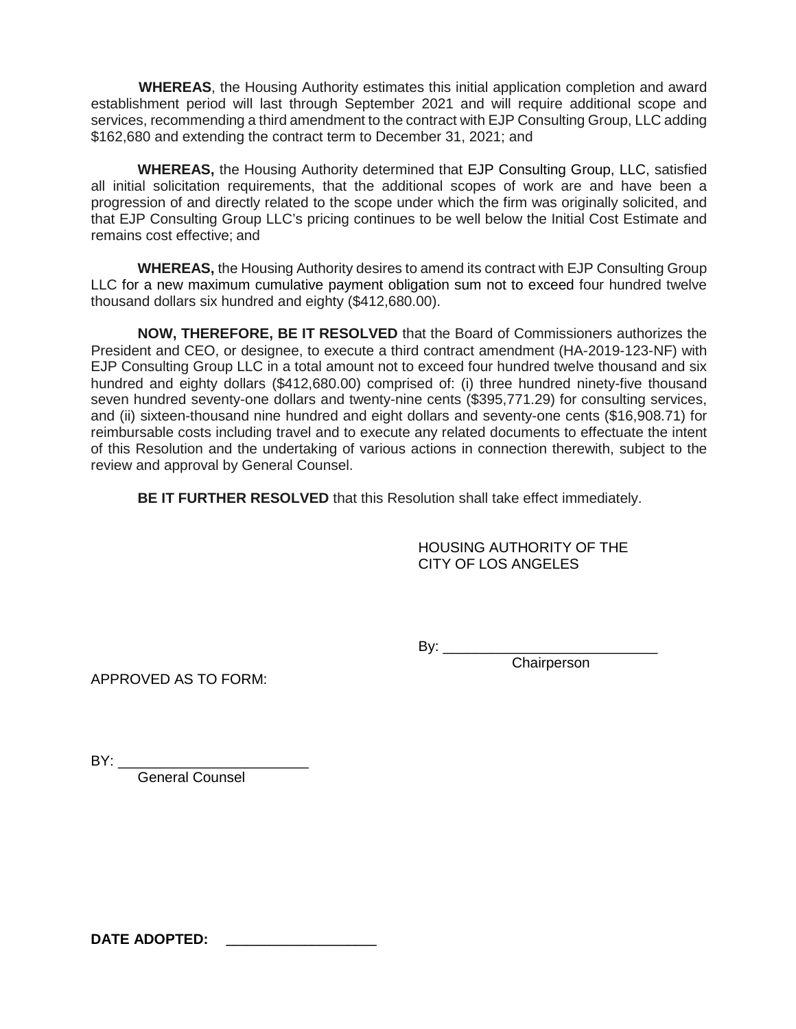**WHEREAS**, the Housing Authority estimates this initial application completion and award establishment period will last through September 2021 and will require additional scope and services, recommending a third amendment to the contract with EJP Consulting Group, LLC adding $162,680 and extending the contract term to December 31, 2021; and

**WHEREAS,** the Housing Authority determined that EJP Consulting Group, LLC, satisfied all initial solicitation requirements, that the additional scopes of work are and have been a progression of and directly related to the scope under which the firm was originally solicited, and that EJP Consulting Group LLC's pricing continues to be well below the Initial Cost Estimate and remains cost effective; and

**WHEREAS,** the Housing Authority desires to amend its contract with EJP Consulting Group LLC for a new maximum cumulative payment obligation sum not to exceed four hundred twelve thousand dollars six hundred and eighty ($412,680.00).

**NOW, THEREFORE, BE IT RESOLVED** that the Board of Commissioners authorizes the President and CEO, or designee, to execute a third contract amendment (HA-2019-123-NF) with EJP Consulting Group LLC in a total amount not to exceed four hundred twelve thousand and six hundred and eighty dollars ($412,680.00) comprised of: (i) three hundred ninety-five thousand seven hundred seventy-one dollars and twenty-nine cents ($395,771.29) for consulting services, and (ii) sixteen-thousand nine hundred and eight dollars and seventy-one cents ($16,908.71) for reimbursable costs including travel and to execute any related documents to effectuate the intent of this Resolution and the undertaking of various actions in connection therewith, subject to the review and approval by General Counsel.

**BE IT FURTHER RESOLVED** that this Resolution shall take effect immediately.

HOUSING AUTHORITY OF THE
CITY OF LOS ANGELES

By: ___________________________
Chairperson

APPROVED AS TO FORM:

BY: ________________________
General Counsel

**DATE ADOPTED:** ___________________